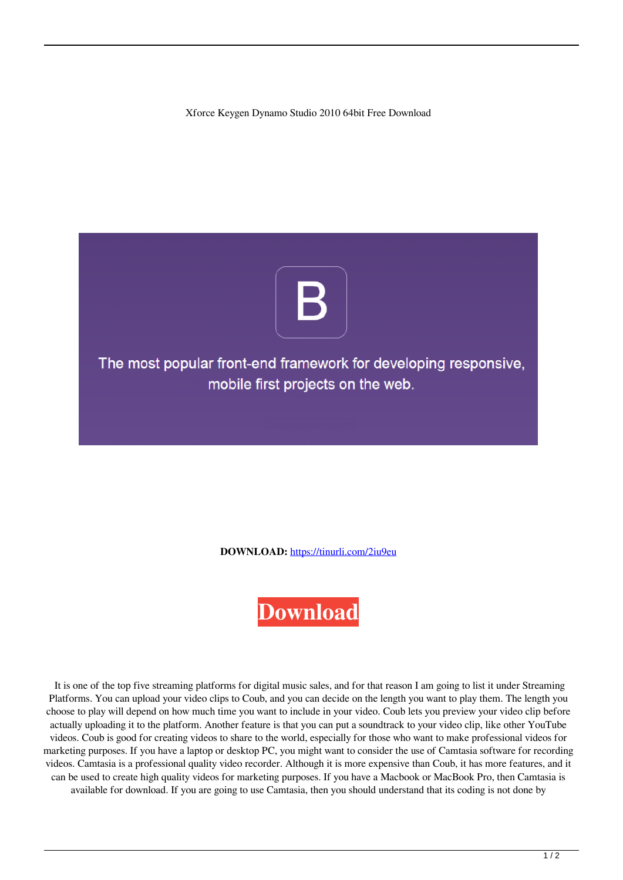Xforce Keygen Dynamo Studio 2010 64bit Free Download

The most popular front-end framework for developing responsive, mobile first projects on the web.

**DOWNLOAD:** https://tinurli.com/2iu9eu

Download

It is one of the top five streaming platforms for digital music sales, and for that reason I am going to list it under Streaming Platforms. You can upload your video clips to Coub, and you can decide on the length you want to play them. The length you choose to play will depend on how much time you want to include in your video. Coub lets you preview your video clip before actually uploading it to the platform. Another feature is that you can put a soundtrack to your video clip, like other YouTube videos. Coub is good for creating videos to share to the world, especially for those who want to make professional videos for marketing purposes. If you have a laptop or desktop PC, you might want to consider the use of Camtasia software for recording videos. Camtasia is a professional quality video recorder. Although it is more expensive than Coub, it has more features, and it can be used to create high quality videos for marketing purposes. If you have a Macbook or MacBook Pro, then Camtasia is available for download. If you are going to use Camtasia, then you should understand that its coding is not done by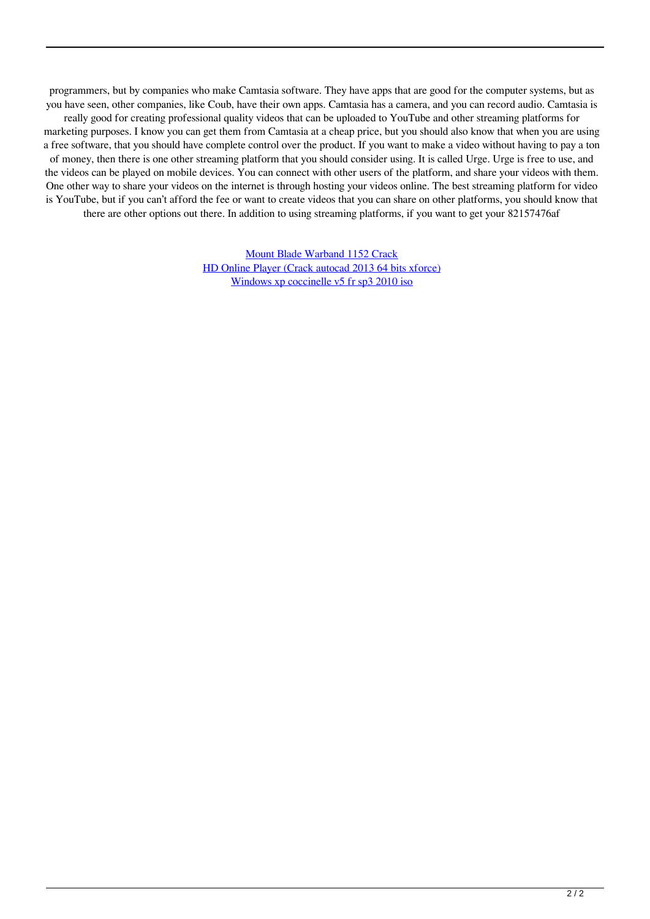programmers, but by companies who make Camtasia software. They have apps that are good for the computer systems, but as you have seen, other companies, like Coub, have their own apps. Camtasia has a camera, and you can record audio. Camtasia is really good for creating professional quality videos that can be uploaded to YouTube and other streaming platforms for marketing purposes. I know you can get them from Camtasia at a cheap price, but you should also know that when you are using a free software, that you should have complete control over the product. If you want to make a video without having to pay a ton of money, then there is one other streaming platform that you should consider using. It is called Urge. Urge is free to use, and the videos can be played on mobile devices. You can connect with other users of the platform, and share your videos with them. One other way to share your videos on the internet is through hosting your videos online. The best streaming platform for video is YouTube, but if you can't afford the fee or want to create videos that you can share on other platforms, you should know that there are other options out there. In addition to using streaming platforms, if you want to get your 82157476af

Mount Blade Warband 1152 Crack
HD Online Player (Crack autocad 2013 64 bits xforce)
Windows xp coccinelle v5 fr sp3 2010 iso